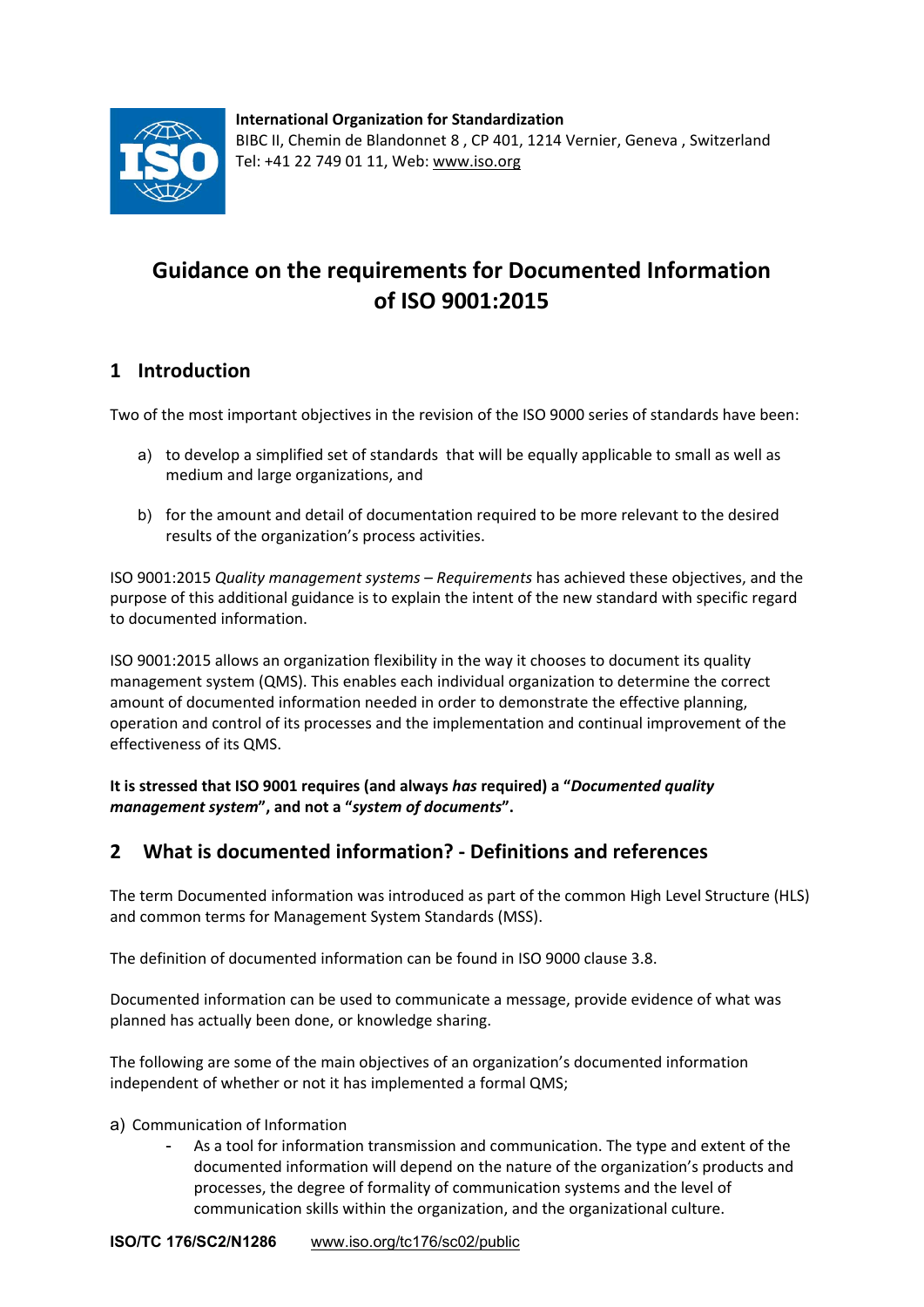International Organization for Standardization
BIBC II, Chemin de Blandonnet 8 , CP 401, 1214 Vernier, Geneva , Switzerland
Tel: +41 22 749 01 11, Web: www.iso.org

# Guidance on the requirements for Documented Information of ISO 9001:2015

## 1 Introduction

Two of the most important objectives in the revision of the ISO 9000 series of standards have been:

a) to develop a simplified set of standards that will be equally applicable to small as well as medium and large organizations, and

b) for the amount and detail of documentation required to be more relevant to the desired results of the organization's process activities.

ISO 9001:2015 *Quality management systems – Requirements* has achieved these objectives, and the purpose of this additional guidance is to explain the intent of the new standard with specific regard to documented information.

ISO 9001:2015 allows an organization flexibility in the way it chooses to document its quality management system (QMS). This enables each individual organization to determine the correct amount of documented information needed in order to demonstrate the effective planning, operation and control of its processes and the implementation and continual improvement of the effectiveness of its QMS.

**It is stressed that ISO 9001 requires (and always *has* required) a "*Documented quality management system*", and not a "*system of documents*".**

## 2 What is documented information? - Definitions and references

The term Documented information was introduced as part of the common High Level Structure (HLS) and common terms for Management System Standards (MSS).

The definition of documented information can be found in ISO 9000 clause 3.8.

Documented information can be used to communicate a message, provide evidence of what was planned has actually been done, or knowledge sharing.

The following are some of the main objectives of an organization's documented information independent of whether or not it has implemented a formal QMS;

a) Communication of Information

- As a tool for information transmission and communication. The type and extent of the documented information will depend on the nature of the organization's products and processes, the degree of formality of communication systems and the level of communication skills within the organization, and the organizational culture.

ISO/TC 176/SC2/N1286 www.iso.org/tc176/sc02/public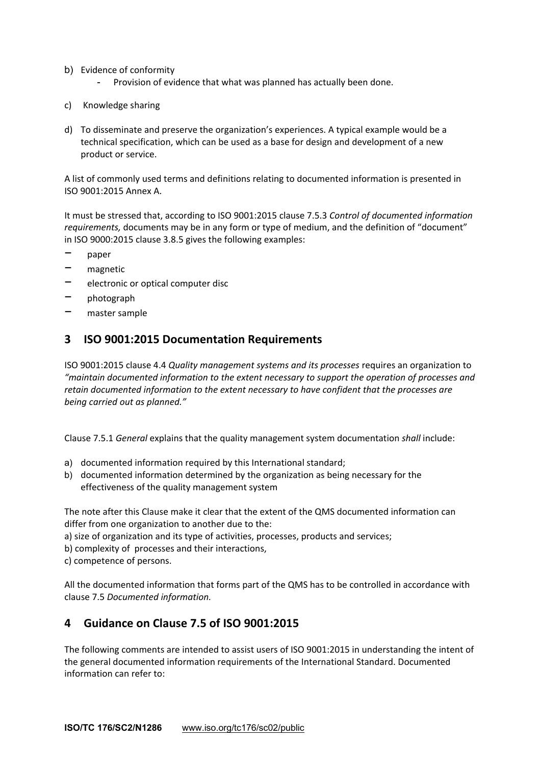b) Evidence of conformity
    - Provision of evidence that what was planned has actually been done.

c) Knowledge sharing

d) To disseminate and preserve the organization's experiences. A typical example would be a technical specification, which can be used as a base for design and development of a new product or service.

A list of commonly used terms and definitions relating to documented information is presented in ISO 9001:2015 Annex A.

It must be stressed that, according to ISO 9001:2015 clause 7.5.3 *Control of documented information requirements,* documents may be in any form or type of medium, and the definition of "document" in ISO 9000:2015 clause 3.8.5 gives the following examples:

- paper
- magnetic
- electronic or optical computer disc
- photograph
- master sample

## 3 ISO 9001:2015 Documentation Requirements

ISO 9001:2015 clause 4.4 *Quality management systems and its processes* requires an organization to *"maintain documented information to the extent necessary to support the operation of processes and retain documented information to the extent necessary to have confident that the processes are being carried out as planned."*

Clause 7.5.1 *General* explains that the quality management system documentation *shall* include:

a) documented information required by this International standard;
b) documented information determined by the organization as being necessary for the effectiveness of the quality management system

The note after this Clause make it clear that the extent of the QMS documented information can differ from one organization to another due to the:
a) size of organization and its type of activities, processes, products and services;
b) complexity of processes and their interactions,
c) competence of persons.

All the documented information that forms part of the QMS has to be controlled in accordance with clause 7.5 *Documented information.*

## 4 Guidance on Clause 7.5 of ISO 9001:2015

The following comments are intended to assist users of ISO 9001:2015 in understanding the intent of the general documented information requirements of the International Standard. Documented information can refer to: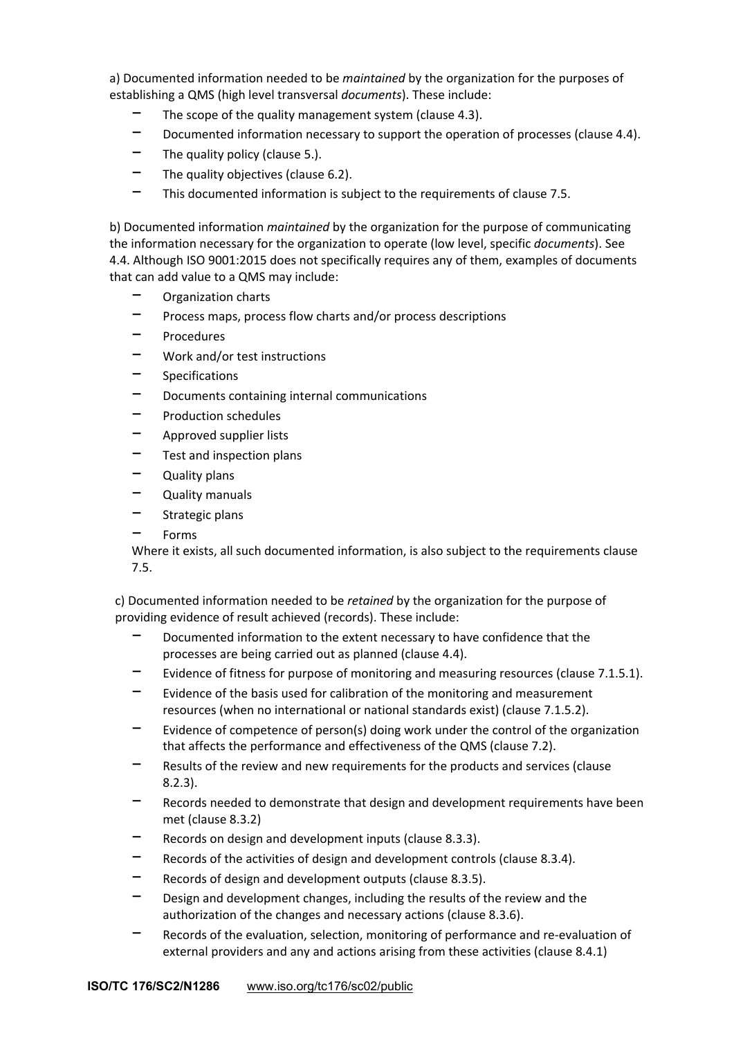a) Documented information needed to be *maintained* by the organization for the purposes of establishing a QMS (high level transversal *documents*). These include:

- The scope of the quality management system (clause 4.3).
- Documented information necessary to support the operation of processes (clause 4.4).
- The quality policy (clause 5.).
- The quality objectives (clause 6.2).
- This documented information is subject to the requirements of clause 7.5.

b) Documented information *maintained* by the organization for the purpose of communicating the information necessary for the organization to operate (low level, specific *documents*). See 4.4. Although ISO 9001:2015 does not specifically requires any of them, examples of documents that can add value to a QMS may include:

- Organization charts
- Process maps, process flow charts and/or process descriptions
- Procedures
- Work and/or test instructions
- Specifications
- Documents containing internal communications
- Production schedules
- Approved supplier lists
- Test and inspection plans
- Quality plans
- Quality manuals
- Strategic plans
- Forms

Where it exists, all such documented information, is also subject to the requirements clause 7.5.

c) Documented information needed to be *retained* by the organization for the purpose of providing evidence of result achieved (records). These include:

- Documented information to the extent necessary to have confidence that the processes are being carried out as planned (clause 4.4).
- Evidence of fitness for purpose of monitoring and measuring resources (clause 7.1.5.1).
- Evidence of the basis used for calibration of the monitoring and measurement resources (when no international or national standards exist) (clause 7.1.5.2).
- Evidence of competence of person(s) doing work under the control of the organization that affects the performance and effectiveness of the QMS (clause 7.2).
- Results of the review and new requirements for the products and services (clause 8.2.3).
- Records needed to demonstrate that design and development requirements have been met (clause 8.3.2)
- Records on design and development inputs (clause 8.3.3).
- Records of the activities of design and development controls (clause 8.3.4).
- Records of design and development outputs (clause 8.3.5).
- Design and development changes, including the results of the review and the authorization of the changes and necessary actions (clause 8.3.6).
- Records of the evaluation, selection, monitoring of performance and re-evaluation of external providers and any and actions arising from these activities (clause 8.4.1)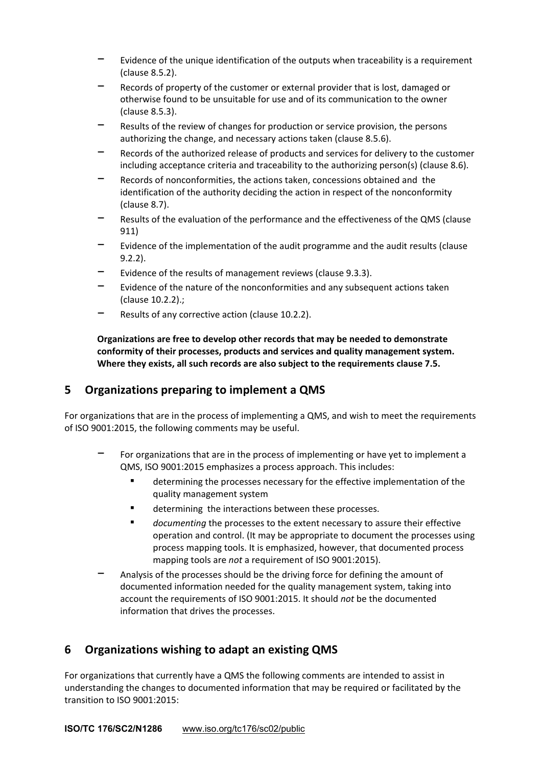- Evidence of the unique identification of the outputs when traceability is a requirement (clause 8.5.2).
- Records of property of the customer or external provider that is lost, damaged or otherwise found to be unsuitable for use and of its communication to the owner (clause 8.5.3).
- Results of the review of changes for production or service provision, the persons authorizing the change, and necessary actions taken (clause 8.5.6).
- Records of the authorized release of products and services for delivery to the customer including acceptance criteria and traceability to the authorizing person(s) (clause 8.6).
- Records of nonconformities, the actions taken, concessions obtained and the identification of the authority deciding the action in respect of the nonconformity (clause 8.7).
- Results of the evaluation of the performance and the effectiveness of the QMS (clause 911)
- Evidence of the implementation of the audit programme and the audit results (clause 9.2.2).
- Evidence of the results of management reviews (clause 9.3.3).
- Evidence of the nature of the nonconformities and any subsequent actions taken (clause 10.2.2).;
- Results of any corrective action (clause 10.2.2).

**Organizations are free to develop other records that may be needed to demonstrate conformity of their processes, products and services and quality management system. Where they exists, all such records are also subject to the requirements clause 7.5.**

## 5 Organizations preparing to implement a QMS

For organizations that are in the process of implementing a QMS, and wish to meet the requirements of ISO 9001:2015, the following comments may be useful.

- For organizations that are in the process of implementing or have yet to implement a QMS, ISO 9001:2015 emphasizes a process approach. This includes:
  - determining the processes necessary for the effective implementation of the quality management system
  - determining the interactions between these processes.
  - *documenting* the processes to the extent necessary to assure their effective operation and control. (It may be appropriate to document the processes using process mapping tools. It is emphasized, however, that documented process mapping tools are *not* a requirement of ISO 9001:2015).
- Analysis of the processes should be the driving force for defining the amount of documented information needed for the quality management system, taking into account the requirements of ISO 9001:2015. It should *not* be the documented information that drives the processes.

## 6 Organizations wishing to adapt an existing QMS

For organizations that currently have a QMS the following comments are intended to assist in understanding the changes to documented information that may be required or facilitated by the transition to ISO 9001:2015: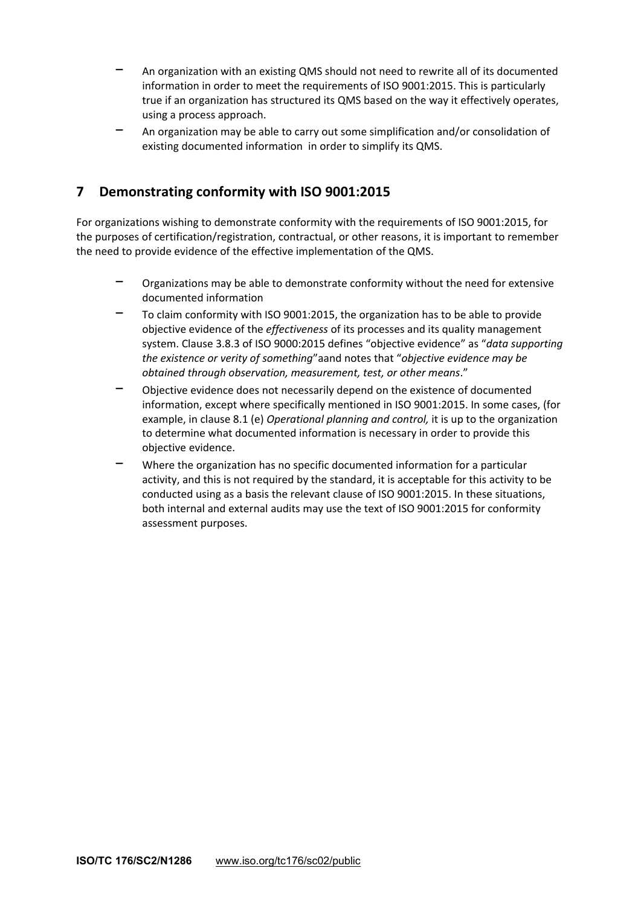- An organization with an existing QMS should not need to rewrite all of its documented information in order to meet the requirements of ISO 9001:2015. This is particularly true if an organization has structured its QMS based on the way it effectively operates, using a process approach.
- An organization may be able to carry out some simplification and/or consolidation of existing documented information in order to simplify its QMS.

## 7 Demonstrating conformity with ISO 9001:2015

For organizations wishing to demonstrate conformity with the requirements of ISO 9001:2015, for the purposes of certification/registration, contractual, or other reasons, it is important to remember the need to provide evidence of the effective implementation of the QMS.

- Organizations may be able to demonstrate conformity without the need for extensive documented information
- To claim conformity with ISO 9001:2015, the organization has to be able to provide objective evidence of the *effectiveness* of its processes and its quality management system. Clause 3.8.3 of ISO 9000:2015 defines "objective evidence" as "*data supporting the existence or verity of something*"aand notes that "*objective evidence may be obtained through observation, measurement, test, or other means*."
- Objective evidence does not necessarily depend on the existence of documented information, except where specifically mentioned in ISO 9001:2015. In some cases, (for example, in clause 8.1 (e) *Operational planning and control,* it is up to the organization to determine what documented information is necessary in order to provide this objective evidence.
- Where the organization has no specific documented information for a particular activity, and this is not required by the standard, it is acceptable for this activity to be conducted using as a basis the relevant clause of ISO 9001:2015. In these situations, both internal and external audits may use the text of ISO 9001:2015 for conformity assessment purposes.